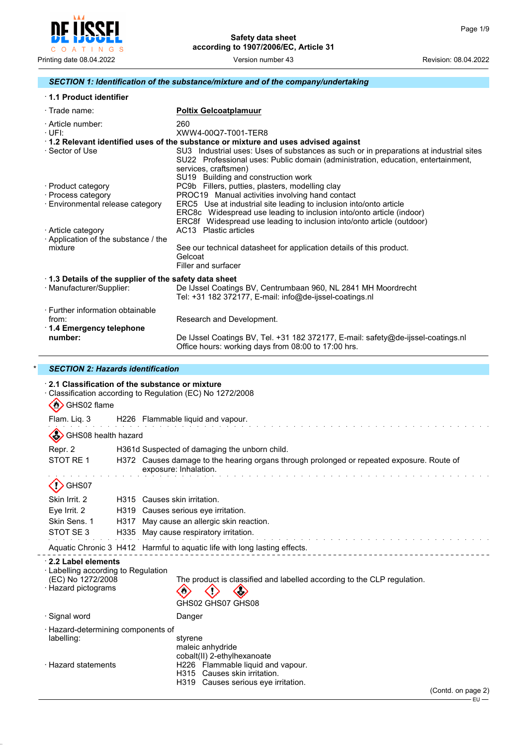# Safety data sheet
according to 1907/2006/EC, Article 31

Printing date 08.04.2022 | Version number 43 | Revision: 08.04.2022

## SECTION 1: Identification of the substance/mixture and of the company/undertaking

**· 1.1 Product identifier**

· Trade name: **Poltix Gelcoatplamuur**

· Article number: 260
· UFI: XWW4-00Q7-T001-TER8

**· 1.2 Relevant identified uses of the substance or mixture and uses advised against**

· Sector of Use
SU3 Industrial uses: Uses of substances as such or in preparations at industrial sites
SU22 Professional uses: Public domain (administration, education, entertainment, services, craftsmen)
SU19 Building and construction work

· Product category PC9b Fillers, putties, plasters, modelling clay
· Process category PROC19 Manual activities involving hand contact
· Environmental release category
ERC5 Use at industrial site leading to inclusion into/onto article
ERC8c Widespread use leading to inclusion into/onto article (indoor)
ERC8f Widespread use leading to inclusion into/onto article (outdoor)

· Article category AC13 Plastic articles
· Application of the substance / the mixture
See our technical datasheet for application details of this product.
Gelcoat
Filler and surfacer

**· 1.3 Details of the supplier of the safety data sheet**

· Manufacturer/Supplier:
De IJssel Coatings BV, Centrumbaan 960, NL 2841 MH Moordrecht
Tel: +31 182 372177, E-mail: info@de-ijssel-coatings.nl

· Further information obtainable from: Research and Development.

**· 1.4 Emergency telephone number:**
De IJssel Coatings BV, Tel. +31 182 372177, E-mail: safety@de-ijssel-coatings.nl
Office hours: working days from 08:00 to 17:00 hrs.

## * SECTION 2: Hazards identification

**· 2.1 Classification of the substance or mixture**

· Classification according to Regulation (EC) No 1272/2008

GHS02 flame

Flam. Liq. 3 H226 Flammable liquid and vapour.

GHS08 health hazard

Repr. 2 H361d Suspected of damaging the unborn child.

STOT RE 1 H372 Causes damage to the hearing organs through prolonged or repeated exposure. Route of exposure: Inhalation.

GHS07

Skin Irrit. 2 H315 Causes skin irritation.

Eye Irrit. 2 H319 Causes serious eye irritation.

Skin Sens. 1 H317 May cause an allergic skin reaction.

STOT SE 3 H335 May cause respiratory irritation.

Aquatic Chronic 3 H412 Harmful to aquatic life with long lasting effects.

**· 2.2 Label elements**

· Labelling according to Regulation (EC) No 1272/2008
The product is classified and labelled according to the CLP regulation.

· Hazard pictograms
GHS02 GHS07 GHS08

· Signal word Danger

· Hazard-determining components of labelling:
styrene
maleic anhydride
cobalt(II) 2-ethylhexanoate

· Hazard statements
H226 Flammable liquid and vapour.
H315 Causes skin irritation.
H319 Causes serious eye irritation.

(Contd. on page 2)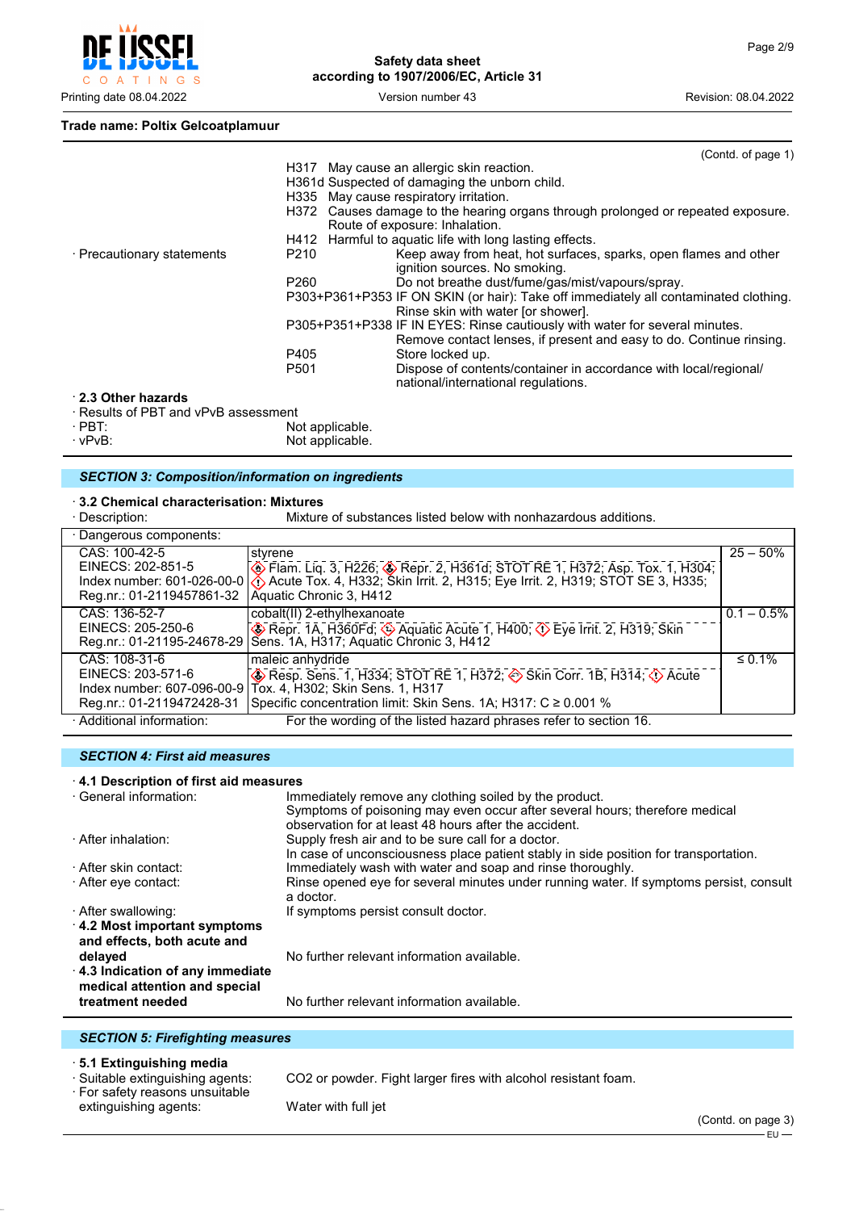**Trade name: Poltix Gelcoatplamuur**

(Contd. of page 1)

H317 May cause an allergic skin reaction.
H361d Suspected of damaging the unborn child.
H335 May cause respiratory irritation.
H372 Causes damage to the hearing organs through prolonged or repeated exposure. Route of exposure: Inhalation.
H412 Harmful to aquatic life with long lasting effects.

· Precautionary statements

| | |
|---|---|
| P210 | Keep away from heat, hot surfaces, sparks, open flames and other ignition sources. No smoking. |
| P260 | Do not breathe dust/fume/gas/mist/vapours/spray. |
| P303+P361+P353 | IF ON SKIN (or hair): Take off immediately all contaminated clothing. Rinse skin with water [or shower]. |
| P305+P351+P338 | IF IN EYES: Rinse cautiously with water for several minutes. Remove contact lenses, if present and easy to do. Continue rinsing. |
| P405 | Store locked up. |
| P501 | Dispose of contents/container in accordance with local/regional/ national/international regulations. |

· **2.3 Other hazards**
· Results of PBT and vPvB assessment
· PBT: Not applicable.
· vPvB: Not applicable.

## SECTION 3: Composition/information on ingredients

· **3.2 Chemical characterisation: Mixtures**
· Description: Mixture of substances listed below with nonhazardous additions.

· Dangerous components:

| | | |
|---|---|---|
| CAS: 100-42-5<br>EINECS: 202-851-5<br>Index number: 601-026-00-0<br>Reg.nr.: 01-2119457861-32 | styrene<br>Flam. Liq. 3, H226; Repr. 2, H361d; STOT RE 1, H372; Asp. Tox. 1, H304; Acute Tox. 4, H332; Skin Irrit. 2, H315; Eye Irrit. 2, H319; STOT SE 3, H335; Aquatic Chronic 3, H412 | 25 – 50% |
| CAS: 136-52-7<br>EINECS: 205-250-6<br>Reg.nr.: 01-21195-24678-29 | cobalt(II) 2-ethylhexanoate<br>Repr. 1A, H360Fd; Aquatic Acute 1, H400; Eye Irrit. 2, H319; Skin Sens. 1A, H317; Aquatic Chronic 3, H412 | 0.1 – 0.5% |
| CAS: 108-31-6<br>EINECS: 203-571-6<br>Index number: 607-096-00-9<br>Reg.nr.: 01-2119472428-31 | maleic anhydride<br>Resp. Sens. 1, H334; STOT RE 1, H372; Skin Corr. 1B, H314; Acute Tox. 4, H302; Skin Sens. 1, H317<br>Specific concentration limit: Skin Sens. 1A; H317: C ≥ 0.001 % | ≤ 0.1% |

· Additional information: For the wording of the listed hazard phrases refer to section 16.

## SECTION 4: First aid measures

· **4.1 Description of first aid measures**
· General information: Immediately remove any clothing soiled by the product. Symptoms of poisoning may even occur after several hours; therefore medical observation for at least 48 hours after the accident.
· After inhalation: Supply fresh air and to be sure call for a doctor. In case of unconsciousness place patient stably in side position for transportation.
· After skin contact: Immediately wash with water and soap and rinse thoroughly.
· After eye contact: Rinse opened eye for several minutes under running water. If symptoms persist, consult a doctor.
· After swallowing: If symptoms persist consult doctor.
· **4.2 Most important symptoms and effects, both acute and delayed** No further relevant information available.
· **4.3 Indication of any immediate medical attention and special treatment needed** No further relevant information available.

## SECTION 5: Firefighting measures

· **5.1 Extinguishing media**
· Suitable extinguishing agents: $CO_2$ or powder. Fight larger fires with alcohol resistant foam.
· For safety reasons unsuitable extinguishing agents: Water with full jet

(Contd. on page 3)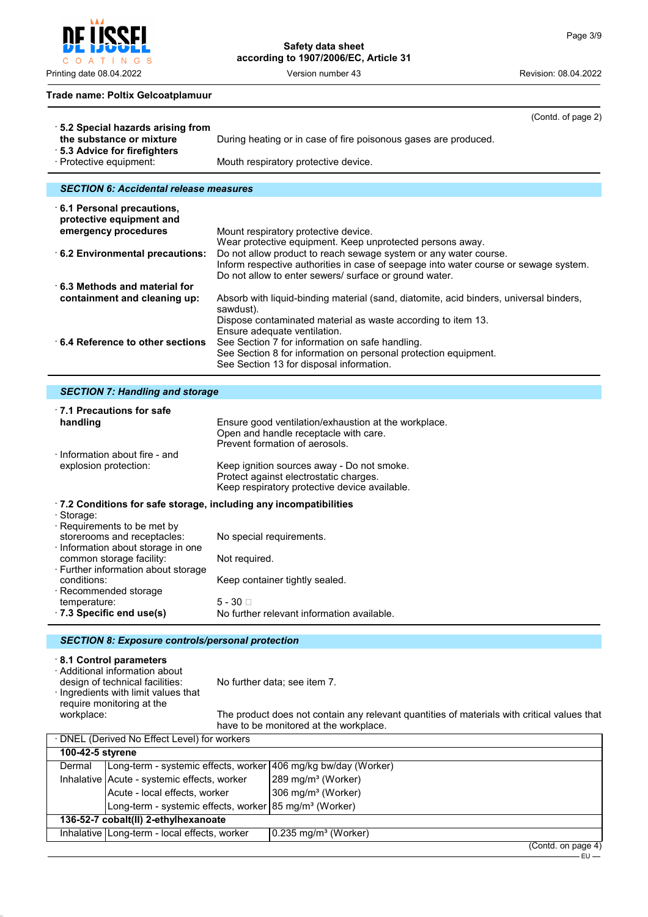(Contd. of page 2)

· **5.2 Special hazards arising from the substance or mixture** During heating or in case of fire poisonous gases are produced.
· **5.3 Advice for firefighters**
· Protective equipment: Mouth respiratory protective device.

## SECTION 6: Accidental release measures

· **6.1 Personal precautions, protective equipment and emergency procedures**
Mount respiratory protective device.
Wear protective equipment. Keep unprotected persons away.

· **6.2 Environmental precautions:**
Do not allow product to reach sewage system or any water course.
Inform respective authorities in case of seepage into water course or sewage system.
Do not allow to enter sewers/ surface or ground water.

· **6.3 Methods and material for containment and cleaning up:**
Absorb with liquid-binding material (sand, diatomite, acid binders, universal binders, sawdust).
Dispose contaminated material as waste according to item 13.
Ensure adequate ventilation.

· **6.4 Reference to other sections**
See Section 7 for information on safe handling.
See Section 8 for information on personal protection equipment.
See Section 13 for disposal information.

## SECTION 7: Handling and storage

· **7.1 Precautions for safe handling**
Ensure good ventilation/exhaustion at the workplace.
Open and handle receptacle with care.
Prevent formation of aerosols.

· Information about fire - and explosion protection:
Keep ignition sources away - Do not smoke.
Protect against electrostatic charges.
Keep respiratory protective device available.

· **7.2 Conditions for safe storage, including any incompatibilities**
· Storage:
· Requirements to be met by storerooms and receptacles: No special requirements.
· Information about storage in one common storage facility: Not required.
· Further information about storage conditions: Keep container tightly sealed.
· Recommended storage temperature: 5 - 30 □
· **7.3 Specific end use(s)** No further relevant information available.

## SECTION 8: Exposure controls/personal protection

· **8.1 Control parameters**
· Additional information about design of technical facilities: No further data; see item 7.
· Ingredients with limit values that require monitoring at the workplace:
The product does not contain any relevant quantities of materials with critical values that have to be monitored at the workplace.

· DNEL (Derived No Effect Level) for workers

| | | |
|---|---|---|
| **100-42-5 styrene** | | |
| Dermal | Long-term - systemic effects, worker | 406 mg/kg bw/day (Worker) |
| Inhalative | Acute - systemic effects, worker | 289 mg/m³ (Worker) |
| | Acute - local effects, worker | 306 mg/m³ (Worker) |
| | Long-term - systemic effects, worker | 85 mg/m³ (Worker) |
| **136-52-7 cobalt(II) 2-ethylhexanoate** | | |
| Inhalative | Long-term - local effects, worker | 0.235 mg/m³ (Worker) |

(Contd. on page 4)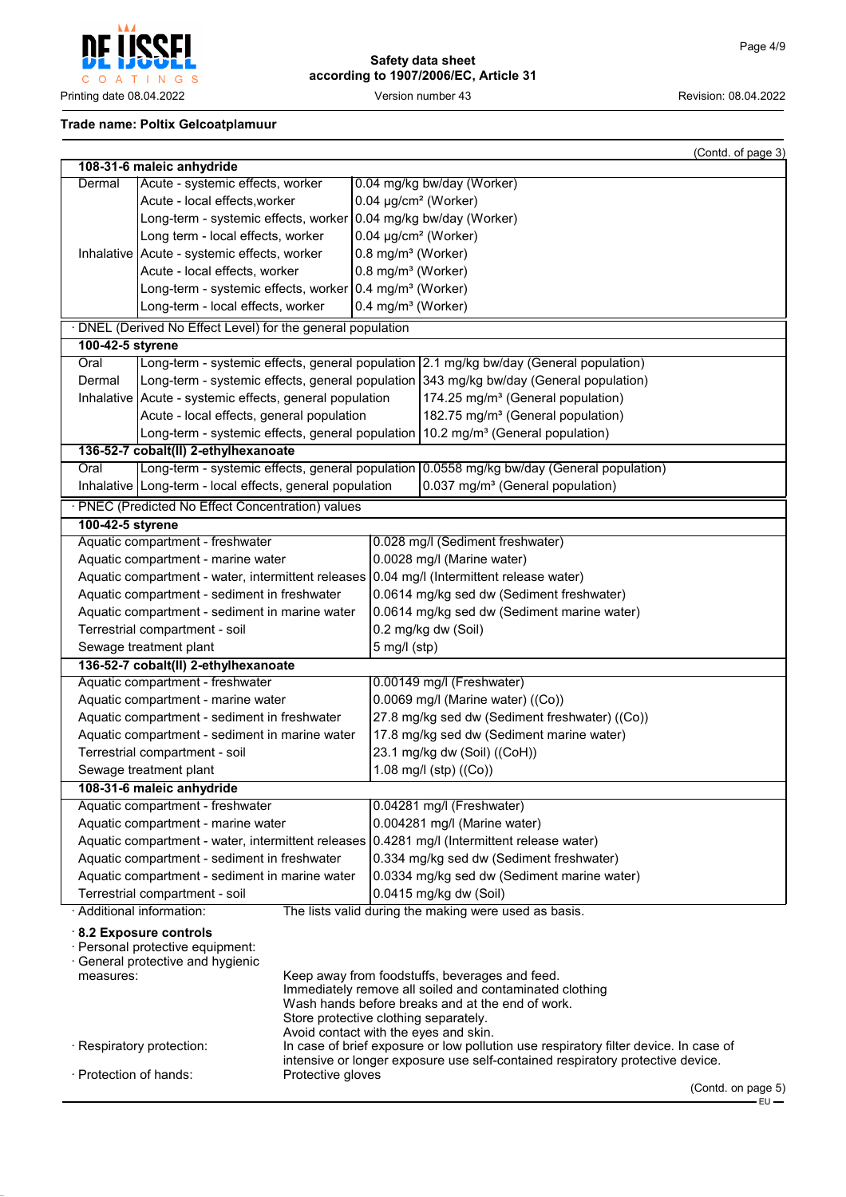**Trade name: Poltix Gelcoatplamuur**

(Contd. of page 3)

| **108-31-6 maleic anhydride** | | |
|---|---|---|
| Dermal | Acute - systemic effects, worker | 0.04 mg/kg bw/day (Worker) |
| | Acute - local effects,worker | 0.04 µg/cm² (Worker) |
| | Long-term - systemic effects, worker | 0.04 mg/kg bw/day (Worker) |
| | Long term - local effects, worker | 0.04 µg/cm² (Worker) |
| Inhalative | Acute - systemic effects, worker | 0.8 mg/m³ (Worker) |
| | Acute - local effects, worker | 0.8 mg/m³ (Worker) |
| | Long-term - systemic effects, worker | 0.4 mg/m³ (Worker) |
| | Long-term - local effects, worker | 0.4 mg/m³ (Worker) |

· DNEL (Derived No Effect Level) for the general population

| **100-42-5 styrene** | | |
|---|---|---|
| Oral | Long-term - systemic effects, general population | 2.1 mg/kg bw/day (General population) |
| Dermal | Long-term - systemic effects, general population | 343 mg/kg bw/day (General population) |
| Inhalative | Acute - systemic effects, general population | 174.25 mg/m³ (General population) |
| | Acute - local effects, general population | 182.75 mg/m³ (General population) |
| | Long-term - systemic effects, general population | 10.2 mg/m³ (General population) |
| **136-52-7 cobalt(II) 2-ethylhexanoate** | | |
| Oral | Long-term - systemic effects, general population | 0.0558 mg/kg bw/day (General population) |
| Inhalative | Long-term - local effects, general population | 0.037 mg/m³ (General population) |

· PNEC (Predicted No Effect Concentration) values

| **100-42-5 styrene** | |
|---|---|
| Aquatic compartment - freshwater | 0.028 mg/l (Sediment freshwater) |
| Aquatic compartment - marine water | 0.0028 mg/l (Marine water) |
| Aquatic compartment - water, intermittent releases | 0.04 mg/l (Intermittent release water) |
| Aquatic compartment - sediment in freshwater | 0.0614 mg/kg sed dw (Sediment freshwater) |
| Aquatic compartment - sediment in marine water | 0.0614 mg/kg sed dw (Sediment marine water) |
| Terrestrial compartment - soil | 0.2 mg/kg dw (Soil) |
| Sewage treatment plant | 5 mg/l (stp) |
| **136-52-7 cobalt(II) 2-ethylhexanoate** | |
| Aquatic compartment - freshwater | 0.00149 mg/l (Freshwater) |
| Aquatic compartment - marine water | 0.0069 mg/l (Marine water) ((Co)) |
| Aquatic compartment - sediment in freshwater | 27.8 mg/kg sed dw (Sediment freshwater) ((Co)) |
| Aquatic compartment - sediment in marine water | 17.8 mg/kg sed dw (Sediment marine water) |
| Terrestrial compartment - soil | 23.1 mg/kg dw (Soil) ((CoH)) |
| Sewage treatment plant | 1.08 mg/l (stp) ((Co)) |
| **108-31-6 maleic anhydride** | |
| Aquatic compartment - freshwater | 0.04281 mg/l (Freshwater) |
| Aquatic compartment - marine water | 0.004281 mg/l (Marine water) |
| Aquatic compartment - water, intermittent releases | 0.4281 mg/l (Intermittent release water) |
| Aquatic compartment - sediment in freshwater | 0.334 mg/kg sed dw (Sediment freshwater) |
| Aquatic compartment - sediment in marine water | 0.0334 mg/kg sed dw (Sediment marine water) |
| Terrestrial compartment - soil | 0.0415 mg/kg dw (Soil) |

· Additional information: The lists valid during the making were used as basis.

· **8.2 Exposure controls**

· Personal protective equipment:

· General protective and hygienic measures:
Keep away from foodstuffs, beverages and feed.
Immediately remove all soiled and contaminated clothing
Wash hands before breaks and at the end of work.
Store protective clothing separately.
Avoid contact with the eyes and skin.

· Respiratory protection: In case of brief exposure or low pollution use respiratory filter device. In case of intensive or longer exposure use self-contained respiratory protective device.

· Protection of hands: Protective gloves

(Contd. on page 5)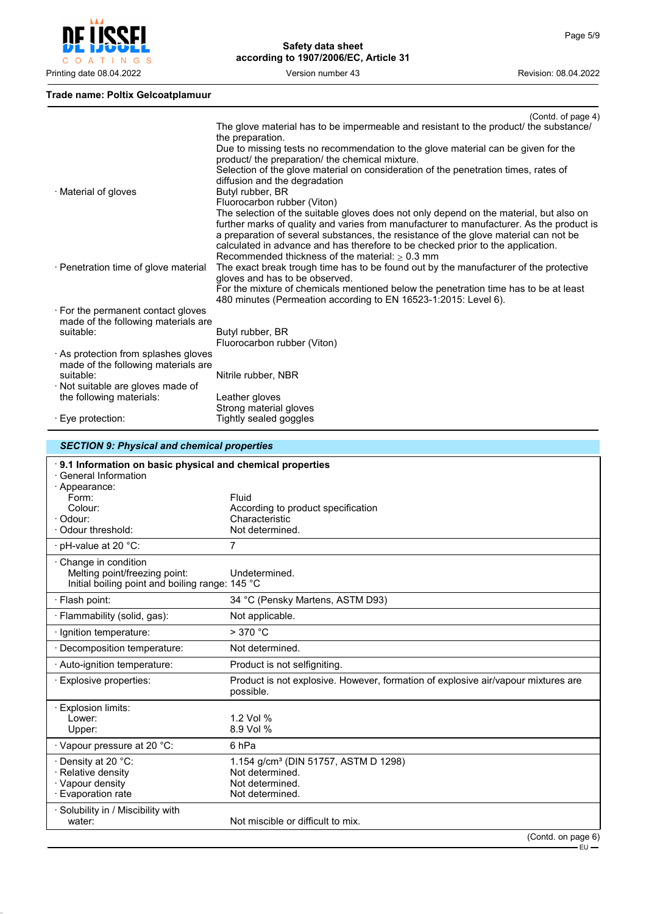**Trade name: Poltix Gelcoatplamuur**

(Contd. of page 4)

The glove material has to be impermeable and resistant to the product/ the substance/ the preparation.
Due to missing tests no recommendation to the glove material can be given for the product/ the preparation/ the chemical mixture.
Selection of the glove material on consideration of the penetration times, rates of diffusion and the degradation

· Material of gloves
Butyl rubber, BR
Fluorocarbon rubber (Viton)
The selection of the suitable gloves does not only depend on the material, but also on further marks of quality and varies from manufacturer to manufacturer. As the product is a preparation of several substances, the resistance of the glove material can not be calculated in advance and has therefore to be checked prior to the application.
Recommended thickness of the material: $\geq$ 0.3 mm

· Penetration time of glove material
The exact break trough time has to be found out by the manufacturer of the protective gloves and has to be observed.
For the mixture of chemicals mentioned below the penetration time has to be at least 480 minutes (Permeation according to EN 16523-1:2015: Level 6).

· For the permanent contact gloves made of the following materials are suitable:
Butyl rubber, BR
Fluorocarbon rubber (Viton)

· As protection from splashes gloves made of the following materials are suitable:
Nitrile rubber, NBR

· Not suitable are gloves made of the following materials:
Leather gloves
Strong material gloves

· Eye protection:
Tightly sealed goggles

## SECTION 9: Physical and chemical properties

**· 9.1 Information on basic physical and chemical properties**

| Property | Value |
|---|---|
| · General Information | |
| · Appearance: | |
| Form: | Fluid |
| Colour: | According to product specification |
| · Odour: | Characteristic |
| · Odour threshold: | Not determined. |
| · pH-value at 20 °C: | 7 |
| · Change in condition | |
| Melting point/freezing point: | Undetermined. |
| Initial boiling point and boiling range: | 145 °C |
| · Flash point: | 34 °C (Pensky Martens, ASTM D93) |
| · Flammability (solid, gas): | Not applicable. |
| · Ignition temperature: | > 370 °C |
| · Decomposition temperature: | Not determined. |
| · Auto-ignition temperature: | Product is not selfigniting. |
| · Explosive properties: | Product is not explosive. However, formation of explosive air/vapour mixtures are possible. |
| · Explosion limits: | |
| Lower: | 1.2 Vol % |
| Upper: | 8.9 Vol % |
| · Vapour pressure at 20 °C: | 6 hPa |
| · Density at 20 °C: | 1.154 g/cm³ (DIN 51757, ASTM D 1298) |
| · Relative density | Not determined. |
| · Vapour density | Not determined. |
| · Evaporation rate | Not determined. |
| · Solubility in / Miscibility with water: | Not miscible or difficult to mix. |

(Contd. on page 6)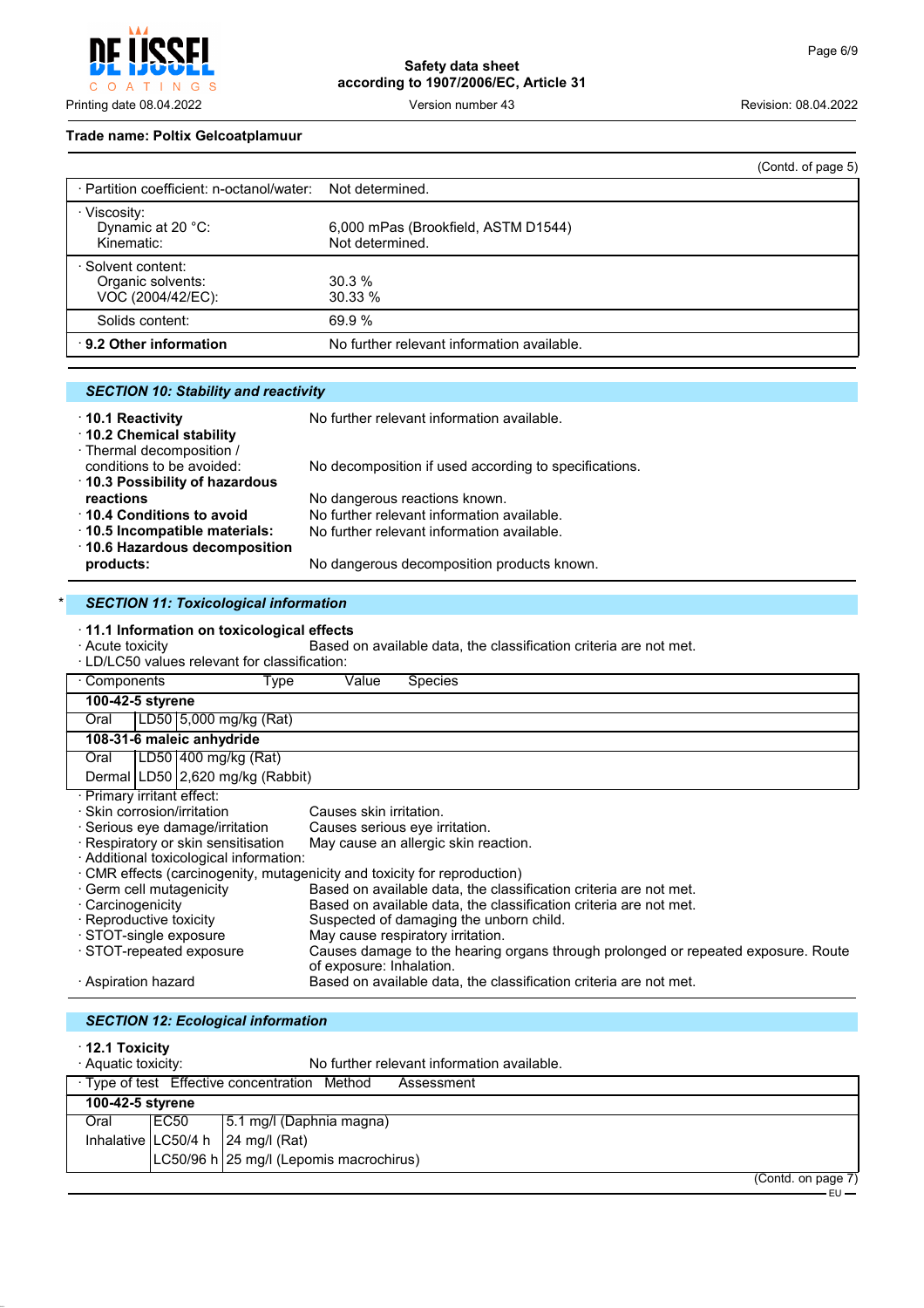**Trade name: Poltix Gelcoatplamuur**

(Contd. of page 5)

| | |
|---|---|
| · Partition coefficient: n-octanol/water: | Not determined. |
| · Viscosity: | |
| Dynamic at 20 °C: | 6,000 mPas (Brookfield, ASTM D1544) |
| Kinematic: | Not determined. |
| · Solvent content: | |
| Organic solvents: | 30.3 % |
| VOC (2004/42/EC): | 30.33 % |
| Solids content: | 69.9 % |
| **· 9.2 Other information** | No further relevant information available. |

## SECTION 10: Stability and reactivity

- **· 10.1 Reactivity** No further relevant information available.
- **· 10.2 Chemical stability**
- · Thermal decomposition / conditions to be avoided: No decomposition if used according to specifications.
- **· 10.3 Possibility of hazardous reactions** No dangerous reactions known.
- **· 10.4 Conditions to avoid** No further relevant information available.
- **· 10.5 Incompatible materials:** No further relevant information available.
- **· 10.6 Hazardous decomposition products:** No dangerous decomposition products known.

\* 
## SECTION 11: Toxicological information

**· 11.1 Information on toxicological effects**

· Acute toxicity Based on available data, the classification criteria are not met.

· LD/LC50 values relevant for classification:

| · Components | Type | Value | Species |
|---|---|---|---|
| **100-42-5 styrene** | | | |
| Oral | LD50 | 5,000 mg/kg (Rat) | |
| **108-31-6 maleic anhydride** | | | |
| Oral | LD50 | 400 mg/kg (Rat) | |
| Dermal | LD50 | 2,620 mg/kg (Rabbit) | |

· Primary irritant effect:

- · Skin corrosion/irritation Causes skin irritation.
- · Serious eye damage/irritation Causes serious eye irritation.
- · Respiratory or skin sensitisation May cause an allergic skin reaction.

· Additional toxicological information:

· CMR effects (carcinogenity, mutagenicity and toxicity for reproduction)

- · Germ cell mutagenicity Based on available data, the classification criteria are not met.
- · Carcinogenicity Based on available data, the classification criteria are not met.
- · Reproductive toxicity Suspected of damaging the unborn child.
- · STOT-single exposure May cause respiratory irritation.
- · STOT-repeated exposure Causes damage to the hearing organs through prolonged or repeated exposure. Route of exposure: Inhalation.
- · Aspiration hazard Based on available data, the classification criteria are not met.

## SECTION 12: Ecological information

**· 12.1 Toxicity**

· Aquatic toxicity: No further relevant information available.

| · Type of test | Effective concentration | Method | Assessment |
|---|---|---|---|
| **100-42-5 styrene** | | | |
| Oral | EC50 | 5.1 mg/l (Daphnia magna) | |
| Inhalative | LC50/4 h | 24 mg/l (Rat) | |
| | LC50/96 h | 25 mg/l (Lepomis macrochirus) | |

(Contd. on page 7)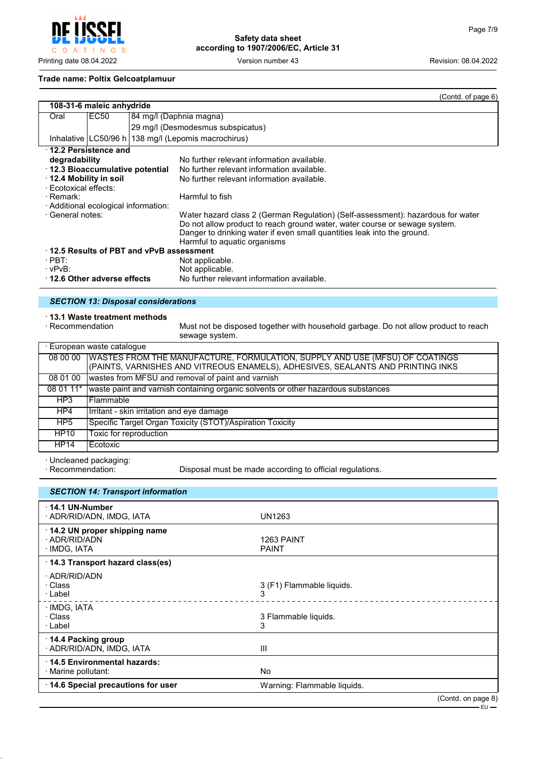**Trade name: Poltix Gelcoatplamuur**

(Contd. of page 6)

| 108-31-6 maleic anhydride | | |
|---|---|---|
| Oral | EC50 | 84 mg/l (Daphnia magna) |
| | | 29 mg/l (Desmodesmus subspicatus) |
| Inhalative | LC50/96 h | 138 mg/l (Lepomis macrochirus) |

· **12.2 Persistence and degradability** No further relevant information available.
· **12.3 Bioaccumulative potential** No further relevant information available.
· **12.4 Mobility in soil** No further relevant information available.
· Ecotoxical effects:
· Remark: Harmful to fish
· Additional ecological information:
· General notes: Water hazard class 2 (German Regulation) (Self-assessment): hazardous for water
Do not allow product to reach ground water, water course or sewage system.
Danger to drinking water if even small quantities leak into the ground.
Harmful to aquatic organisms
· **12.5 Results of PBT and vPvB assessment**
· PBT: Not applicable.
· vPvB: Not applicable.
· **12.6 Other adverse effects** No further relevant information available.

## *SECTION 13: Disposal considerations*

· **13.1 Waste treatment methods**
· Recommendation Must not be disposed together with household garbage. Do not allow product to reach sewage system.

| · European waste catalogue | |
|---|---|
| 08 00 00 | WASTES FROM THE MANUFACTURE, FORMULATION, SUPPLY AND USE (MFSU) OF COATINGS (PAINTS, VARNISHES AND VITREOUS ENAMELS), ADHESIVES, SEALANTS AND PRINTING INKS |
| 08 01 00 | wastes from MFSU and removal of paint and varnish |
| 08 01 11* | waste paint and varnish containing organic solvents or other hazardous substances |
| HP3 | Flammable |
| HP4 | Irritant - skin irritation and eye damage |
| HP5 | Specific Target Organ Toxicity (STOT)/Aspiration Toxicity |
| HP10 | Toxic for reproduction |
| HP14 | Ecotoxic |

· Uncleaned packaging:
· Recommendation: Disposal must be made according to official regulations.

## *SECTION 14: Transport information*

· **14.1 UN-Number**
· ADR/RID/ADN, IMDG, IATA UN1263

· **14.2 UN proper shipping name**
· ADR/RID/ADN 1263 PAINT
· IMDG, IATA PAINT

· **14.3 Transport hazard class(es)**

· ADR/RID/ADN
· Class 3 (F1) Flammable liquids.
· Label 3

· IMDG, IATA
· Class 3 Flammable liquids.
· Label 3

· **14.4 Packing group**
· ADR/RID/ADN, IMDG, IATA III

· **14.5 Environmental hazards:**
· Marine pollutant: No

· **14.6 Special precautions for user** Warning: Flammable liquids.

(Contd. on page 8)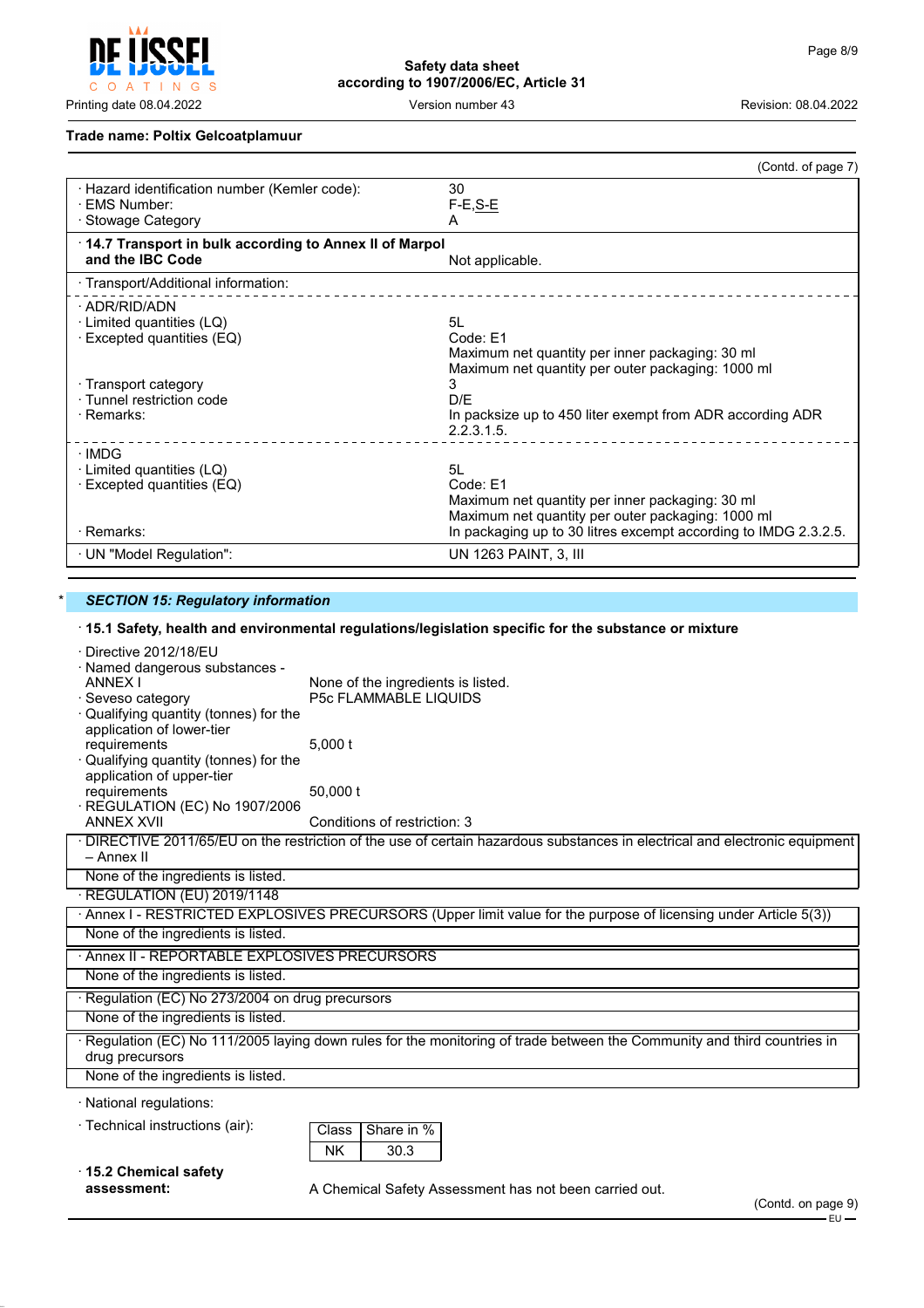**Trade name: Poltix Gelcoatplamuur**

(Contd. of page 7)

| | |
|---|---|
| · Hazard identification number (Kemler code): | 30 |
| · EMS Number: | F-E,S-E |
| · Stowage Category | A |
| · **14.7 Transport in bulk according to Annex II of Marpol and the IBC Code** | Not applicable. |
| · Transport/Additional information: | |
| · ADR/RID/ADN | |
| · Limited quantities (LQ) | 5L |
| · Excepted quantities (EQ) | Code: E1<br>Maximum net quantity per inner packaging: 30 ml<br>Maximum net quantity per outer packaging: 1000 ml |
| · Transport category | 3 |
| · Tunnel restriction code | D/E |
| · Remarks: | In packsize up to 450 liter exempt from ADR according ADR 2.2.3.1.5. |
| · IMDG | |
| · Limited quantities (LQ) | 5L |
| · Excepted quantities (EQ) | Code: E1<br>Maximum net quantity per inner packaging: 30 ml<br>Maximum net quantity per outer packaging: 1000 ml |
| · Remarks: | In packaging up to 30 litres excempt according to IMDG 2.3.2.5. |
| · UN "Model Regulation": | UN 1263 PAINT, 3, III |

\* ***SECTION 15: Regulatory information***

· **15.1 Safety, health and environmental regulations/legislation specific for the substance or mixture**

· Directive 2012/18/EU
· Named dangerous substances - ANNEX I: None of the ingredients is listed.
· Seveso category: P5c FLAMMABLE LIQUIDS
· Qualifying quantity (tonnes) for the application of lower-tier requirements: 5,000 t
· Qualifying quantity (tonnes) for the application of upper-tier requirements: 50,000 t
· REGULATION (EC) No 1907/2006 ANNEX XVII: Conditions of restriction: 3

· DIRECTIVE 2011/65/EU on the restriction of the use of certain hazardous substances in electrical and electronic equipment – Annex II
None of the ingredients is listed.

· REGULATION (EU) 2019/1148

· Annex I - RESTRICTED EXPLOSIVES PRECURSORS (Upper limit value for the purpose of licensing under Article 5(3))
None of the ingredients is listed.

· Annex II - REPORTABLE EXPLOSIVES PRECURSORS
None of the ingredients is listed.

· Regulation (EC) No 273/2004 on drug precursors
None of the ingredients is listed.

· Regulation (EC) No 111/2005 laying down rules for the monitoring of trade between the Community and third countries in drug precursors
None of the ingredients is listed.

· National regulations:

· Technical instructions (air):

| Class | Share in % |
|---|---|
| NK | 30.3 |

· **15.2 Chemical safety assessment:** A Chemical Safety Assessment has not been carried out.

(Contd. on page 9)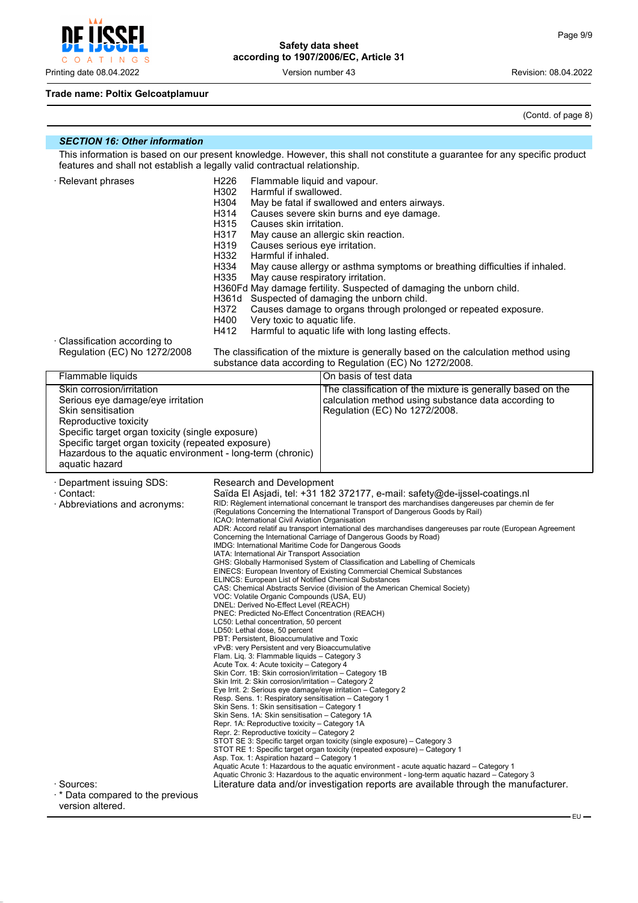**Trade name: Poltix Gelcoatplamuur**

(Contd. of page 8)

## SECTION 16: Other information

This information is based on our present knowledge. However, this shall not constitute a guarantee for any specific product features and shall not establish a legally valid contractual relationship.

· Relevant phrases

H226 Flammable liquid and vapour.
H302 Harmful if swallowed.
H304 May be fatal if swallowed and enters airways.
H314 Causes severe skin burns and eye damage.
H315 Causes skin irritation.
H317 May cause an allergic skin reaction.
H319 Causes serious eye irritation.
H332 Harmful if inhaled.
H334 May cause allergy or asthma symptoms or breathing difficulties if inhaled.
H335 May cause respiratory irritation.
H360Fd May damage fertility. Suspected of damaging the unborn child.
H361d Suspected of damaging the unborn child.
H372 Causes damage to organs through prolonged or repeated exposure.
H400 Very toxic to aquatic life.
H412 Harmful to aquatic life with long lasting effects.

· Classification according to Regulation (EC) No 1272/2008

The classification of the mixture is generally based on the calculation method using substance data according to Regulation (EC) No 1272/2008.

| | |
|---|---|
| Flammable liquids | On basis of test data |
| Skin corrosion/irritation<br>Serious eye damage/eye irritation<br>Skin sensitisation<br>Reproductive toxicity<br>Specific target organ toxicity (single exposure)<br>Specific target organ toxicity (repeated exposure)<br>Hazardous to the aquatic environment - long-term (chronic) aquatic hazard | The classification of the mixture is generally based on the calculation method using substance data according to Regulation (EC) No 1272/2008. |

· Department issuing SDS: Research and Development

· Contact: Saïda El Asjadi, tel: +31 182 372177, e-mail: safety@de-ijssel-coatings.nl

· Abbreviations and acronyms:

RID: Règlement international concernant le transport des marchandises dangereuses par chemin de fer (Regulations Concerning the International Transport of Dangerous Goods by Rail)
ICAO: International Civil Aviation Organisation
ADR: Accord relatif au transport international des marchandises dangereuses par route (European Agreement Concerning the International Carriage of Dangerous Goods by Road)
IMDG: International Maritime Code for Dangerous Goods
IATA: International Air Transport Association
GHS: Globally Harmonised System of Classification and Labelling of Chemicals
EINECS: European Inventory of Existing Commercial Chemical Substances
ELINCS: European List of Notified Chemical Substances
CAS: Chemical Abstracts Service (division of the American Chemical Society)
VOC: Volatile Organic Compounds (USA, EU)
DNEL: Derived No-Effect Level (REACH)
PNEC: Predicted No-Effect Concentration (REACH)
LC50: Lethal concentration, 50 percent
LD50: Lethal dose, 50 percent
PBT: Persistent, Bioaccumulative and Toxic
vPvB: very Persistent and very Bioaccumulative
Flam. Liq. 3: Flammable liquids – Category 3
Acute Tox. 4: Acute toxicity – Category 4
Skin Corr. 1B: Skin corrosion/irritation – Category 1B
Skin Irrit. 2: Skin corrosion/irritation – Category 2
Eye Irrit. 2: Serious eye damage/eye irritation – Category 2
Resp. Sens. 1: Respiratory sensitisation – Category 1
Skin Sens. 1: Skin sensitisation – Category 1
Skin Sens. 1A: Skin sensitisation – Category 1A
Repr. 1A: Reproductive toxicity – Category 1A
Repr. 2: Reproductive toxicity – Category 2
STOT SE 3: Specific target organ toxicity (single exposure) – Category 3
STOT RE 1: Specific target organ toxicity (repeated exposure) – Category 1
Asp. Tox. 1: Aspiration hazard – Category 1
Aquatic Acute 1: Hazardous to the aquatic environment - acute aquatic hazard – Category 1
Aquatic Chronic 3: Hazardous to the aquatic environment - long-term aquatic hazard – Category 3

· Sources: Literature data and/or investigation reports are available through the manufacturer.

· * Data compared to the previous version altered.